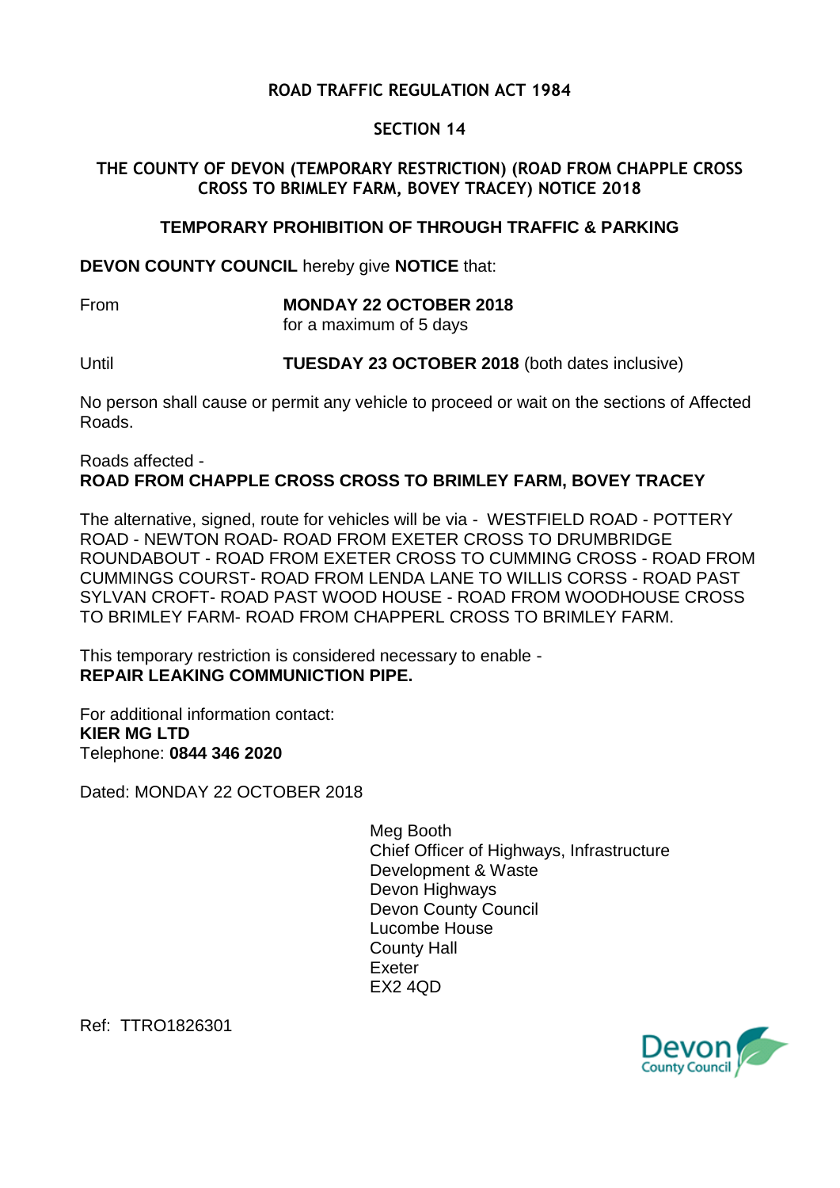**ROAD TRAFFIC REGULATION ACT 1984**

**SECTION 14**

**THE COUNTY OF DEVON (TEMPORARY RESTRICTION) (ROAD FROM CHAPPLE CROSS CROSS TO BRIMLEY FARM, BOVEY TRACEY) NOTICE 2018**

**TEMPORARY PROHIBITION OF THROUGH TRAFFIC & PARKING**

**DEVON COUNTY COUNCIL** hereby give **NOTICE** that:

From **MONDAY 22 OCTOBER 2018**
for a maximum of 5 days

Until **TUESDAY 23 OCTOBER 2018** (both dates inclusive)

No person shall cause or permit any vehicle to proceed or wait on the sections of Affected Roads.

Roads affected -
**ROAD FROM CHAPPLE CROSS CROSS TO BRIMLEY FARM, BOVEY TRACEY**

The alternative, signed, route for vehicles will be via - WESTFIELD ROAD - POTTERY ROAD - NEWTON ROAD- ROAD FROM EXETER CROSS TO DRUMBRIDGE ROUNDABOUT - ROAD FROM EXETER CROSS TO CUMMING CROSS - ROAD FROM CUMMINGS COURST- ROAD FROM LENDA LANE TO WILLIS CORSS - ROAD PAST SYLVAN CROFT- ROAD PAST WOOD HOUSE - ROAD FROM WOODHOUSE CROSS TO BRIMLEY FARM- ROAD FROM CHAPPERL CROSS TO BRIMLEY FARM.

This temporary restriction is considered necessary to enable -
**REPAIR LEAKING COMMUNICTION PIPE.**

For additional information contact:
**KIER MG LTD**
Telephone: **0844 346 2020**

Dated: MONDAY 22 OCTOBER 2018

Meg Booth
Chief Officer of Highways, Infrastructure Development & Waste
Devon Highways
Devon County Council
Lucombe House
County Hall
Exeter
EX2 4QD

Ref: TTRO1826301

Devon County Council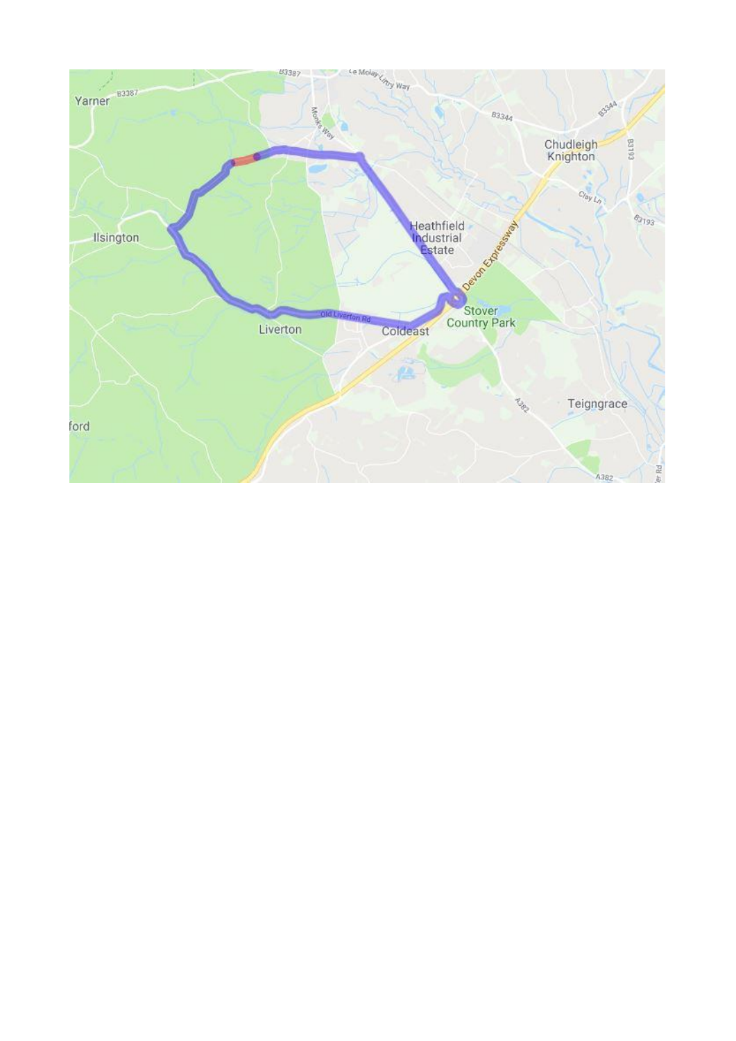Yarner

B3387

B3387

Le Molay-Littry Way

Monks Way

B3344

B3344

Chudleigh Knighton

B3193

Clay Ln

B3193

Ilsington

Heathfield Industrial Estate

Devon Expressway

Stover Country Park

Liverton

Old Liverton Rd

Coldeast

A382

Teigngrace

ford

A382